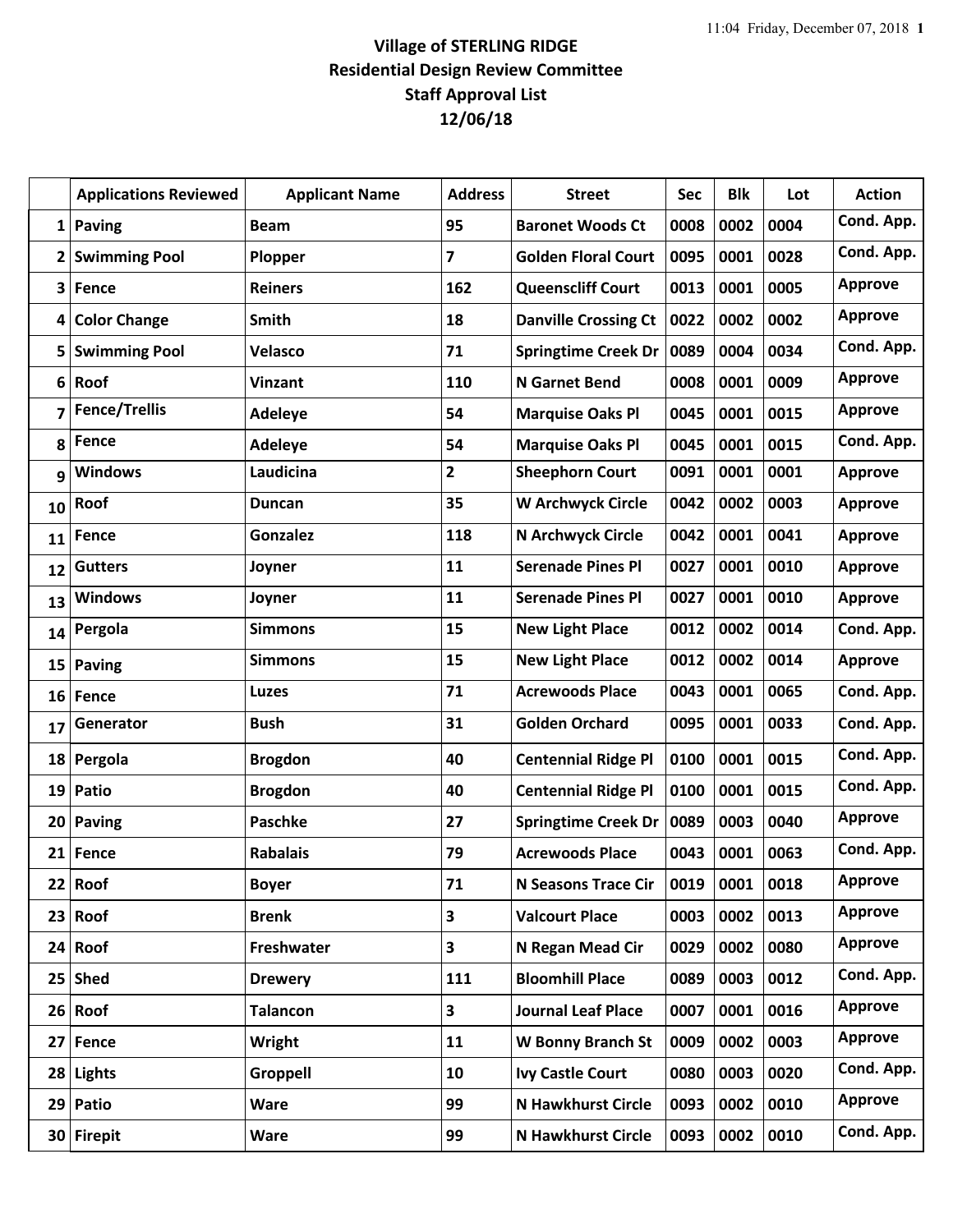# Village of STERLING RIDGE
## Residential Design Review Committee
## Staff Approval List
## 12/06/18

| | Applications Reviewed | Applicant Name | Address | Street | Sec | Blk | Lot | Action |
|---|---|---|---|---|---|---|---|---|
| 1 | Paving | Beam | 95 | Baronet Woods Ct | 0008 | 0002 | 0004 | Cond. App. |
| 2 | Swimming Pool | Plopper | 7 | Golden Floral Court | 0095 | 0001 | 0028 | Cond. App. |
| 3 | Fence | Reiners | 162 | Queenscliff Court | 0013 | 0001 | 0005 | Approve |
| 4 | Color Change | Smith | 18 | Danville Crossing Ct | 0022 | 0002 | 0002 | Approve |
| 5 | Swimming Pool | Velasco | 71 | Springtime Creek Dr | 0089 | 0004 | 0034 | Cond. App. |
| 6 | Roof | Vinzant | 110 | N Garnet Bend | 0008 | 0001 | 0009 | Approve |
| 7 | Fence/Trellis | Adeleye | 54 | Marquise Oaks Pl | 0045 | 0001 | 0015 | Approve |
| 8 | Fence | Adeleye | 54 | Marquise Oaks Pl | 0045 | 0001 | 0015 | Cond. App. |
| 9 | Windows | Laudicina | 2 | Sheephorn Court | 0091 | 0001 | 0001 | Approve |
| 10 | Roof | Duncan | 35 | W Archwyck Circle | 0042 | 0002 | 0003 | Approve |
| 11 | Fence | Gonzalez | 118 | N Archwyck Circle | 0042 | 0001 | 0041 | Approve |
| 12 | Gutters | Joyner | 11 | Serenade Pines Pl | 0027 | 0001 | 0010 | Approve |
| 13 | Windows | Joyner | 11 | Serenade Pines Pl | 0027 | 0001 | 0010 | Approve |
| 14 | Pergola | Simmons | 15 | New Light Place | 0012 | 0002 | 0014 | Cond. App. |
| 15 | Paving | Simmons | 15 | New Light Place | 0012 | 0002 | 0014 | Approve |
| 16 | Fence | Luzes | 71 | Acrewoods Place | 0043 | 0001 | 0065 | Cond. App. |
| 17 | Generator | Bush | 31 | Golden Orchard | 0095 | 0001 | 0033 | Cond. App. |
| 18 | Pergola | Brogdon | 40 | Centennial Ridge Pl | 0100 | 0001 | 0015 | Cond. App. |
| 19 | Patio | Brogdon | 40 | Centennial Ridge Pl | 0100 | 0001 | 0015 | Cond. App. |
| 20 | Paving | Paschke | 27 | Springtime Creek Dr | 0089 | 0003 | 0040 | Approve |
| 21 | Fence | Rabalais | 79 | Acrewoods Place | 0043 | 0001 | 0063 | Cond. App. |
| 22 | Roof | Boyer | 71 | N Seasons Trace Cir | 0019 | 0001 | 0018 | Approve |
| 23 | Roof | Brenk | 3 | Valcourt Place | 0003 | 0002 | 0013 | Approve |
| 24 | Roof | Freshwater | 3 | N Regan Mead Cir | 0029 | 0002 | 0080 | Approve |
| 25 | Shed | Drewery | 111 | Bloomhill Place | 0089 | 0003 | 0012 | Cond. App. |
| 26 | Roof | Talancon | 3 | Journal Leaf Place | 0007 | 0001 | 0016 | Approve |
| 27 | Fence | Wright | 11 | W Bonny Branch St | 0009 | 0002 | 0003 | Approve |
| 28 | Lights | Groppell | 10 | Ivy Castle Court | 0080 | 0003 | 0020 | Cond. App. |
| 29 | Patio | Ware | 99 | N Hawkhurst Circle | 0093 | 0002 | 0010 | Approve |
| 30 | Firepit | Ware | 99 | N Hawkhurst Circle | 0093 | 0002 | 0010 | Cond. App. |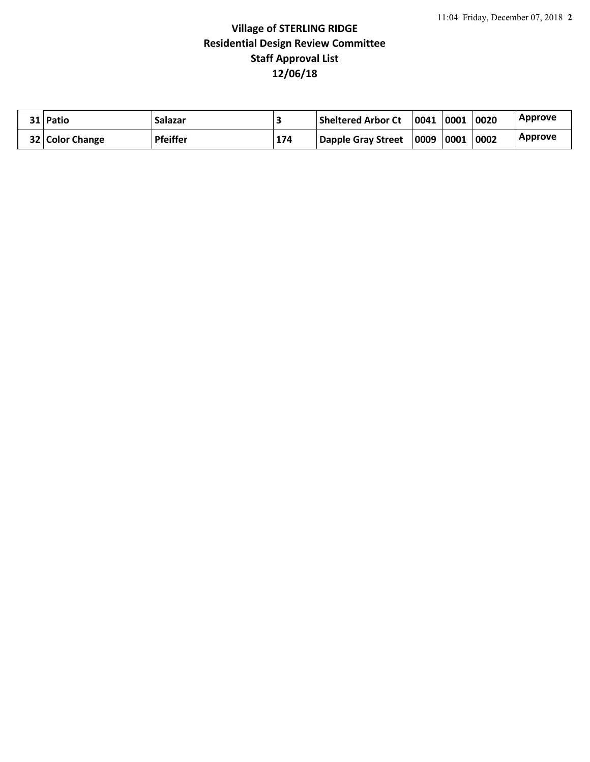**Village of STERLING RIDGE**
**Residential Design Review Committee**
**Staff Approval List**
**12/06/18**

| | | | | | | | | |
|---|---|---|---|---|---|---|---|---|
| 31 | Patio | Salazar | 3 | Sheltered Arbor Ct | 0041 | 0001 | 0020 | Approve |
| 32 | Color Change | Pfeiffer | 174 | Dapple Gray Street | 0009 | 0001 | 0002 | Approve |